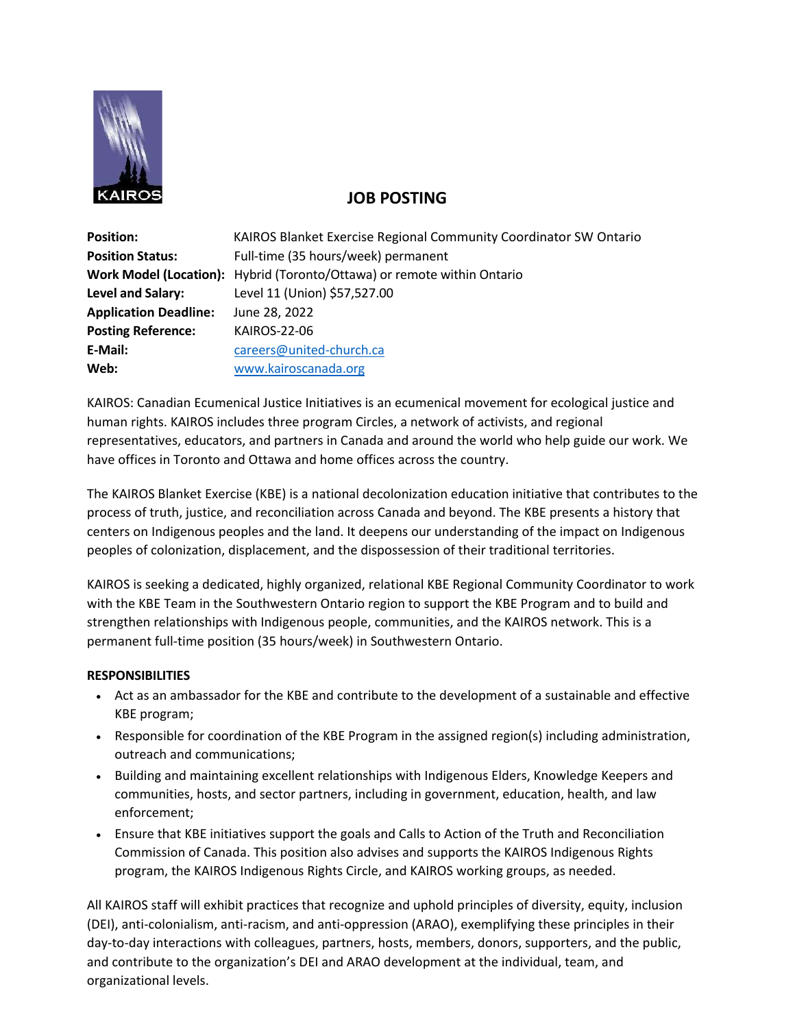# JOB POSTING

| | |
|---|---|
| **Position:** | KAIROS Blanket Exercise Regional Community Coordinator SW Ontario |
| **Position Status:** | Full-time (35 hours/week) permanent |
| **Work Model (Location):** | Hybrid (Toronto/Ottawa) or remote within Ontario |
| **Level and Salary:** | Level 11 (Union) $57,527.00 |
| **Application Deadline:** | June 28, 2022 |
| **Posting Reference:** | KAIROS-22-06 |
| **E-Mail:** | careers@united-church.ca |
| **Web:** | www.kairoscanada.org |

KAIROS: Canadian Ecumenical Justice Initiatives is an ecumenical movement for ecological justice and human rights. KAIROS includes three program Circles, a network of activists, and regional representatives, educators, and partners in Canada and around the world who help guide our work. We have offices in Toronto and Ottawa and home offices across the country.

The KAIROS Blanket Exercise (KBE) is a national decolonization education initiative that contributes to the process of truth, justice, and reconciliation across Canada and beyond. The KBE presents a history that centers on Indigenous peoples and the land. It deepens our understanding of the impact on Indigenous peoples of colonization, displacement, and the dispossession of their traditional territories.

KAIROS is seeking a dedicated, highly organized, relational KBE Regional Community Coordinator to work with the KBE Team in the Southwestern Ontario region to support the KBE Program and to build and strengthen relationships with Indigenous people, communities, and the KAIROS network. This is a permanent full-time position (35 hours/week) in Southwestern Ontario.

**RESPONSIBILITIES**

- Act as an ambassador for the KBE and contribute to the development of a sustainable and effective KBE program;
- Responsible for coordination of the KBE Program in the assigned region(s) including administration, outreach and communications;
- Building and maintaining excellent relationships with Indigenous Elders, Knowledge Keepers and communities, hosts, and sector partners, including in government, education, health, and law enforcement;
- Ensure that KBE initiatives support the goals and Calls to Action of the Truth and Reconciliation Commission of Canada. This position also advises and supports the KAIROS Indigenous Rights program, the KAIROS Indigenous Rights Circle, and KAIROS working groups, as needed.

All KAIROS staff will exhibit practices that recognize and uphold principles of diversity, equity, inclusion (DEI), anti-colonialism, anti-racism, and anti-oppression (ARAO), exemplifying these principles in their day-to-day interactions with colleagues, partners, hosts, members, donors, supporters, and the public, and contribute to the organization's DEI and ARAO development at the individual, team, and organizational levels.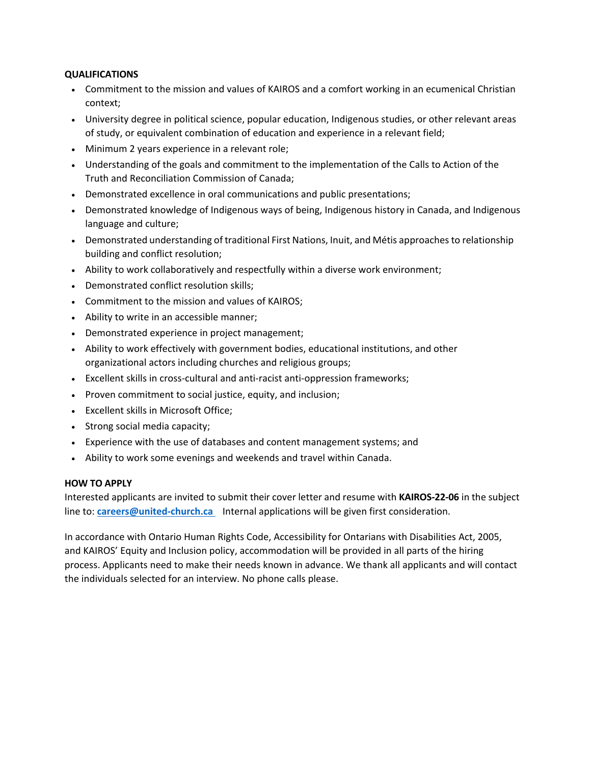**QUALIFICATIONS**

- Commitment to the mission and values of KAIROS and a comfort working in an ecumenical Christian context;
- University degree in political science, popular education, Indigenous studies, or other relevant areas of study, or equivalent combination of education and experience in a relevant field;
- Minimum 2 years experience in a relevant role;
- Understanding of the goals and commitment to the implementation of the Calls to Action of the Truth and Reconciliation Commission of Canada;
- Demonstrated excellence in oral communications and public presentations;
- Demonstrated knowledge of Indigenous ways of being, Indigenous history in Canada, and Indigenous language and culture;
- Demonstrated understanding of traditional First Nations, Inuit, and Métis approaches to relationship building and conflict resolution;
- Ability to work collaboratively and respectfully within a diverse work environment;
- Demonstrated conflict resolution skills;
- Commitment to the mission and values of KAIROS;
- Ability to write in an accessible manner;
- Demonstrated experience in project management;
- Ability to work effectively with government bodies, educational institutions, and other organizational actors including churches and religious groups;
- Excellent skills in cross-cultural and anti-racist anti-oppression frameworks;
- Proven commitment to social justice, equity, and inclusion;
- Excellent skills in Microsoft Office;
- Strong social media capacity;
- Experience with the use of databases and content management systems; and
- Ability to work some evenings and weekends and travel within Canada.

**HOW TO APPLY**

Interested applicants are invited to submit their cover letter and resume with **KAIROS-22-06** in the subject line to: **careers@united-church.ca** Internal applications will be given first consideration.

In accordance with Ontario Human Rights Code, Accessibility for Ontarians with Disabilities Act, 2005, and KAIROS' Equity and Inclusion policy, accommodation will be provided in all parts of the hiring process. Applicants need to make their needs known in advance. We thank all applicants and will contact the individuals selected for an interview. No phone calls please.